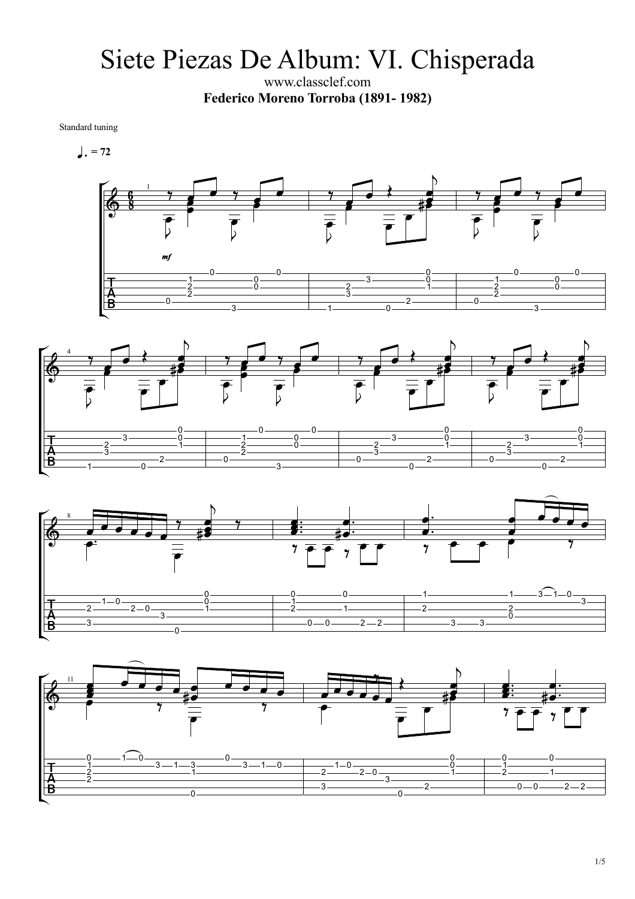# Siete Piezas De Album: VI. Chisperada

www.classclef.com

**Federico Moreno Torroba (1891- 1982)**

Standard tuning

♩. = 72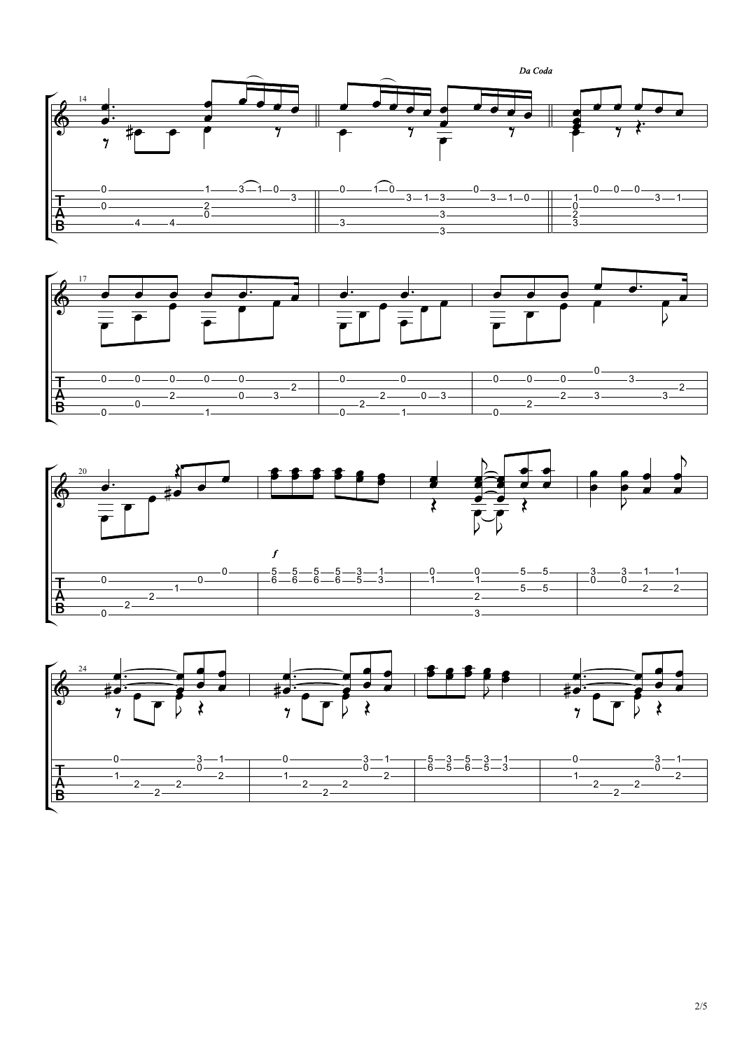*Da Coda*

*f*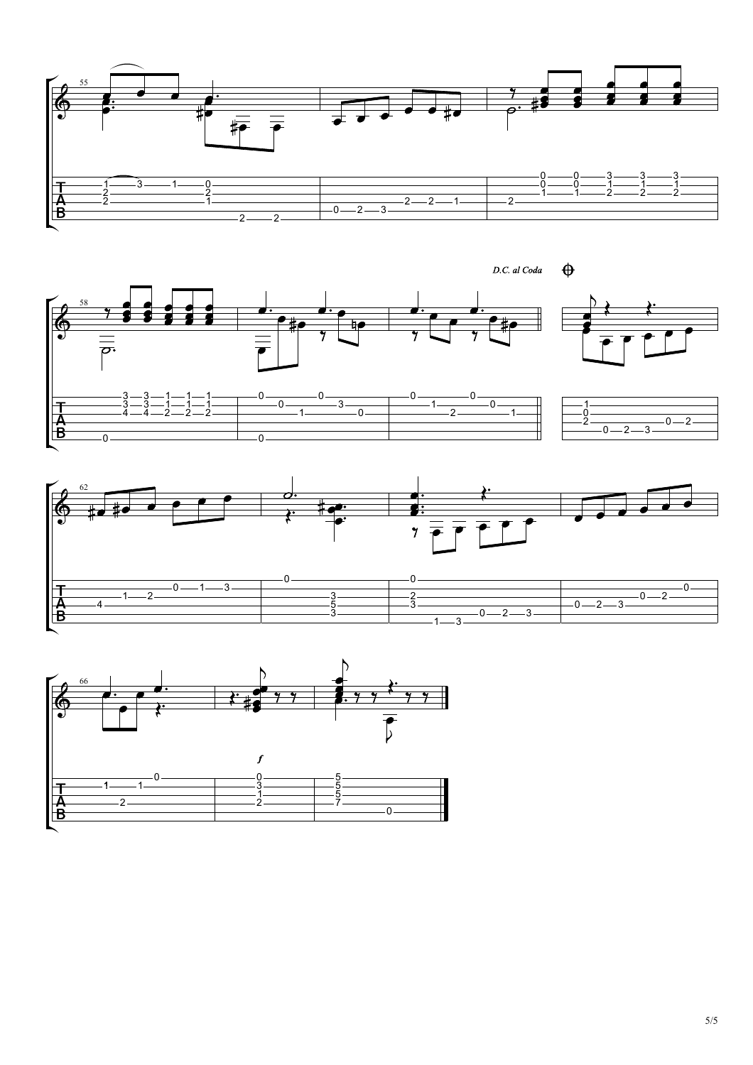*D.C. al Coda*

*f*